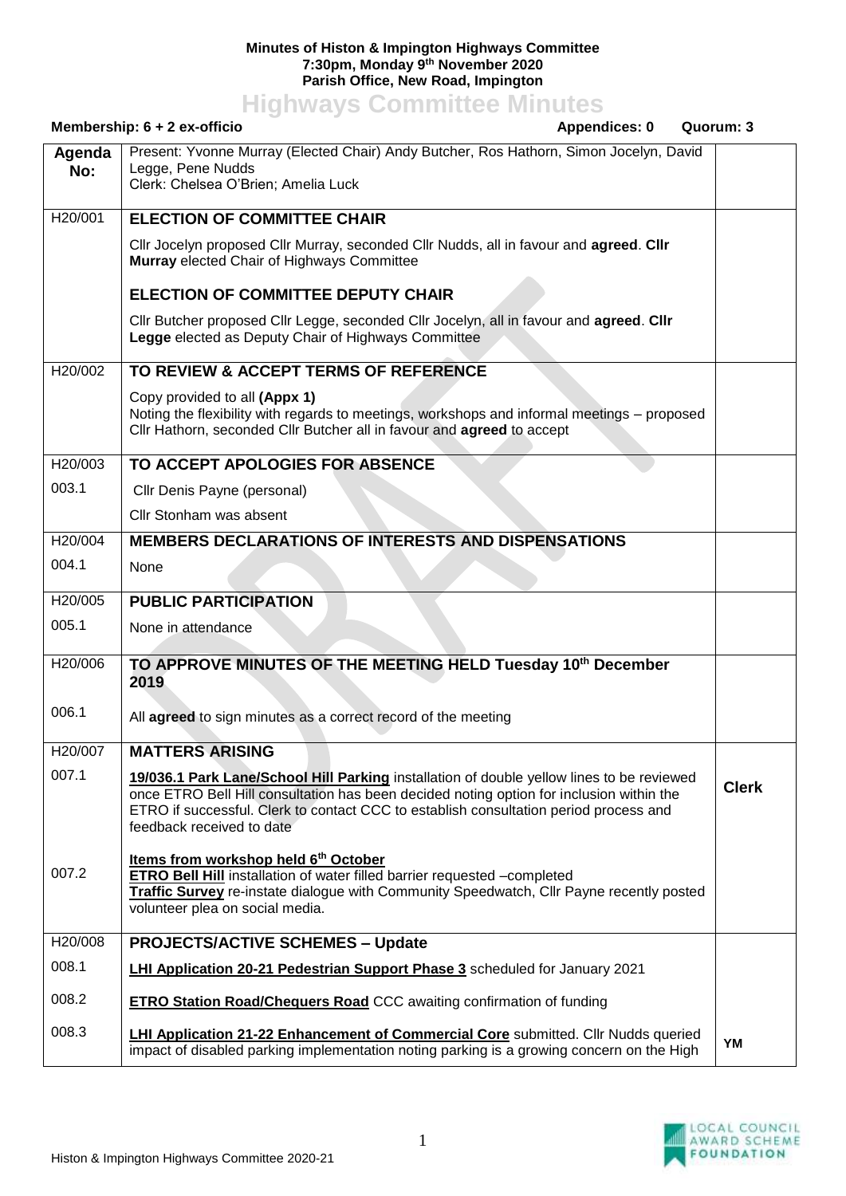**Minutes of Histon & Impington Highways Committee**
**7:30pm, Monday 9th November 2020**
**Parish Office, New Road, Impington**

# Highways Committee Minutes

**Membership: 6 + 2 ex-officio** **Appendices: 0** **Quorum: 3**

| **Agenda No:** | Present: Yvonne Murray (Elected Chair) Andy Butcher, Ros Hathorn, Simon Jocelyn, David Legge, Pene Nudds<br>Clerk: Chelsea O'Brien; Amelia Luck | |
|---|---|---|
| H20/001 | **ELECTION OF COMMITTEE CHAIR**<br>Cllr Jocelyn proposed Cllr Murray, seconded Cllr Nudds, all in favour and **agreed**. **Cllr Murray** elected Chair of Highways Committee<br>**ELECTION OF COMMITTEE DEPUTY CHAIR**<br>Cllr Butcher proposed Cllr Legge, seconded Cllr Jocelyn, all in favour and **agreed**. **Cllr Legge** elected as Deputy Chair of Highways Committee | |
| H20/002 | **TO REVIEW & ACCEPT TERMS OF REFERENCE**<br>Copy provided to all **(Appx 1)**<br>Noting the flexibility with regards to meetings, workshops and informal meetings – proposed Cllr Hathorn, seconded Cllr Butcher all in favour and **agreed** to accept | |
| H20/003 | **TO ACCEPT APOLOGIES FOR ABSENCE** | |
| 003.1 | Cllr Denis Payne (personal)<br>Cllr Stonham was absent | |
| H20/004 | **MEMBERS DECLARATIONS OF INTERESTS AND DISPENSATIONS** | |
| 004.1 | None | |
| H20/005 | **PUBLIC PARTICIPATION** | |
| 005.1 | None in attendance | |
| H20/006 | **TO APPROVE MINUTES OF THE MEETING HELD Tuesday 10th December 2019** | |
| 006.1 | All **agreed** to sign minutes as a correct record of the meeting | |
| H20/007 | **MATTERS ARISING** | |
| 007.1 | **19/036.1 Park Lane/School Hill Parking** installation of double yellow lines to be reviewed once ETRO Bell Hill consultation has been decided noting option for inclusion within the ETRO if successful. Clerk to contact CCC to establish consultation period process and feedback received to date | **Clerk** |
| 007.2 | **Items from workshop held 6th October**<br>**ETRO Bell Hill** installation of water filled barrier requested –completed<br>**Traffic Survey** re-instate dialogue with Community Speedwatch, Cllr Payne recently posted volunteer plea on social media. | |
| H20/008 | **PROJECTS/ACTIVE SCHEMES – Update** | |
| 008.1 | **LHI Application 20-21 Pedestrian Support Phase 3** scheduled for January 2021 | |
| 008.2 | **ETRO Station Road/Chequers Road** CCC awaiting confirmation of funding | |
| 008.3 | **LHI Application 21-22 Enhancement of Commercial Core** submitted. Cllr Nudds queried impact of disabled parking implementation noting parking is a growing concern on the High | **YM** |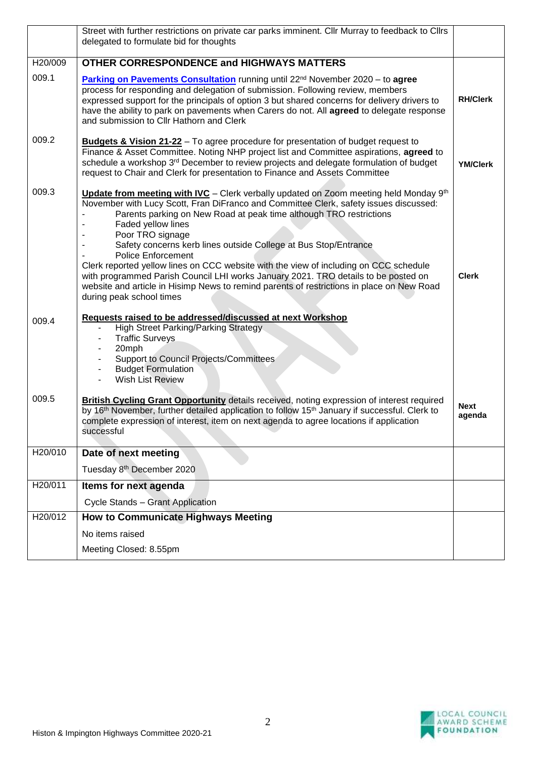| | | |
|---|---|---|
| | Street with further restrictions on private car parks imminent. Cllr Murray to feedback to Cllrs delegated to formulate bid for thoughts | |
| H20/009 | **OTHER CORRESPONDENCE and HIGHWAYS MATTERS** | |
| 009.1 | **Parking on Pavements Consultation** running until 22nd November 2020 – to **agree** process for responding and delegation of submission. Following review, members expressed support for the principals of option 3 but shared concerns for delivery drivers to have the ability to park on pavements when Carers do not. All **agreed** to delegate response and submission to Cllr Hathorn and Clerk | **RH/Clerk** |
| 009.2 | **Budgets & Vision 21-22** – To agree procedure for presentation of budget request to Finance & Asset Committee. Noting NHP project list and Committee aspirations, **agreed** to schedule a workshop 3rd December to review projects and delegate formulation of budget request to Chair and Clerk for presentation to Finance and Assets Committee | **YM/Clerk** |
| 009.3 | **Update from meeting with IVC** – Clerk verbally updated on Zoom meeting held Monday 9th November with Lucy Scott, Fran DiFranco and Committee Clerk, safety issues discussed:<br>- Parents parking on New Road at peak time although TRO restrictions<br>- Faded yellow lines<br>- Poor TRO signage<br>- Safety concerns kerb lines outside College at Bus Stop/Entrance<br>- Police Enforcement<br>Clerk reported yellow lines on CCC website with the view of including on CCC schedule with programmed Parish Council LHI works January 2021. TRO details to be posted on website and article in Hisimp News to remind parents of restrictions in place on New Road during peak school times | **Clerk** |
| 009.4 | **Requests raised to be addressed/discussed at next Workshop**<br>- High Street Parking/Parking Strategy<br>- Traffic Surveys<br>- 20mph<br>- Support to Council Projects/Committees<br>- Budget Formulation<br>- Wish List Review | |
| 009.5 | **British Cycling Grant Opportunity** details received, noting expression of interest required by 16th November, further detailed application to follow 15th January if successful. Clerk to complete expression of interest, item on next agenda to agree locations if application successful | **Next agenda** |
| H20/010 | **Date of next meeting**<br>Tuesday 8th December 2020 | |
| H20/011 | **Items for next agenda**<br>Cycle Stands – Grant Application | |
| H20/012 | **How to Communicate Highways Meeting**<br>No items raised<br>Meeting Closed: 8.55pm | |